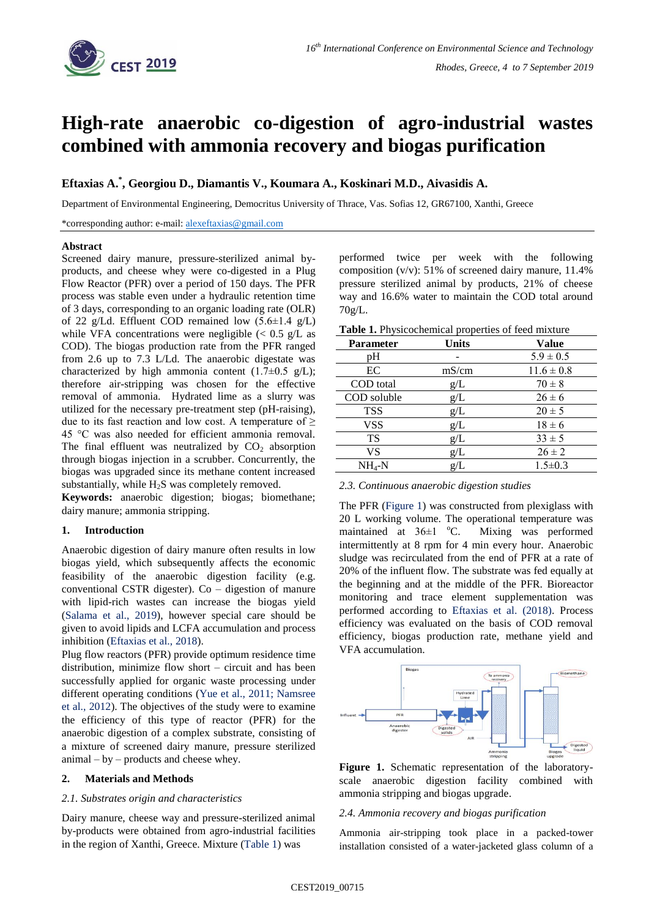# High-rate anaerobic co-digestion of agro-industrial wastes combined with ammonia recovery and biogas purification

## Eftaxias A.*, Georgiou D., Diamantis V., Koumara A., Koskinari M.D., Aivasidis A.

Department of Environmental Engineering, Democritus University of Thrace, Vas. Sofias 12, GR67100, Xanthi, Greece

*corresponding author: e-mail: alexeftaxias@gmail.com

### Abstract

Screened dairy manure, pressure-sterilized animal by-products, and cheese whey were co-digested in a Plug Flow Reactor (PFR) over a period of 150 days. The PFR process was stable even under a hydraulic retention time of 3 days, corresponding to an organic loading rate (OLR) of 22 g/Ld. Effluent COD remained low (5.6±1.4 g/L) while VFA concentrations were negligible (< 0.5 g/L as COD). The biogas production rate from the PFR ranged from 2.6 up to 7.3 L/Ld. The anaerobic digestate was characterized by high ammonia content (1.7±0.5 g/L); therefore air-stripping was chosen for the effective removal of ammonia. Hydrated lime as a slurry was utilized for the necessary pre-treatment step (pH-raising), due to its fast reaction and low cost. A temperature of ≥ 45 °C was also needed for efficient ammonia removal. The final effluent was neutralized by $CO_2$ absorption through biogas injection in a scrubber. Concurrently, the biogas was upgraded since its methane content increased substantially, while $H_2S$ was completely removed.

**Keywords:** anaerobic digestion; biogas; biomethane; dairy manure; ammonia stripping.

### 1. Introduction

Anaerobic digestion of dairy manure often results in low biogas yield, which subsequently affects the economic feasibility of the anaerobic digestion facility (e.g. conventional CSTR digester). Co – digestion of manure with lipid-rich wastes can increase the biogas yield (Salama et al., 2019), however special care should be given to avoid lipids and LCFA accumulation and process inhibition (Eftaxias et al., 2018).

Plug flow reactors (PFR) provide optimum residence time distribution, minimize flow short – circuit and has been successfully applied for organic waste processing under different operating conditions (Yue et al., 2011; Namsree et al., 2012). The objectives of the study were to examine the efficiency of this type of reactor (PFR) for the anaerobic digestion of a complex substrate, consisting of a mixture of screened dairy manure, pressure sterilized animal – by – products and cheese whey.

### 2. Materials and Methods

#### *2.1. Substrates origin and characteristics*

Dairy manure, cheese way and pressure-sterilized animal by-products were obtained from agro-industrial facilities in the region of Xanthi, Greece. Mixture (Table 1) was performed twice per week with the following composition (v/v): 51% of screened dairy manure, 11.4% pressure sterilized animal by products, 21% of cheese way and 16.6% water to maintain the COD total around 70g/L.

**Table 1.** Physicochemical properties of feed mixture

| Parameter | Units | Value |
|---|---|---|
| pH | - | 5.9 ± 0.5 |
| EC | mS/cm | 11.6 ± 0.8 |
| COD total | g/L | 70 ± 8 |
| COD soluble | g/L | 26 ± 6 |
| TSS | g/L | 20 ± 5 |
| VSS | g/L | 18 ± 6 |
| TS | g/L | 33 ± 5 |
| VS | g/L | 26 ± 2 |
| $NH_4$-N | g/L | 1.5±0.3 |

#### *2.3. Continuous anaerobic digestion studies*

The PFR (Figure 1) was constructed from plexiglass with 20 L working volume. The operational temperature was maintained at 36±1 °C. Mixing was performed intermittently at 8 rpm for 4 min every hour. Anaerobic sludge was recirculated from the end of PFR at a rate of 20% of the influent flow. The substrate was fed equally at the beginning and at the middle of the PFR. Bioreactor monitoring and trace element supplementation was performed according to Eftaxias et al. (2018). Process efficiency was evaluated on the basis of COD removal efficiency, biogas production rate, methane yield and VFA accumulation.

**Figure 1.** Schematic representation of the laboratory-scale anaerobic digestion facility combined with ammonia stripping and biogas upgrade.

#### *2.4. Ammonia recovery and biogas purification*

Ammonia air-stripping took place in a packed-tower installation consisted of a water-jacketed glass column of a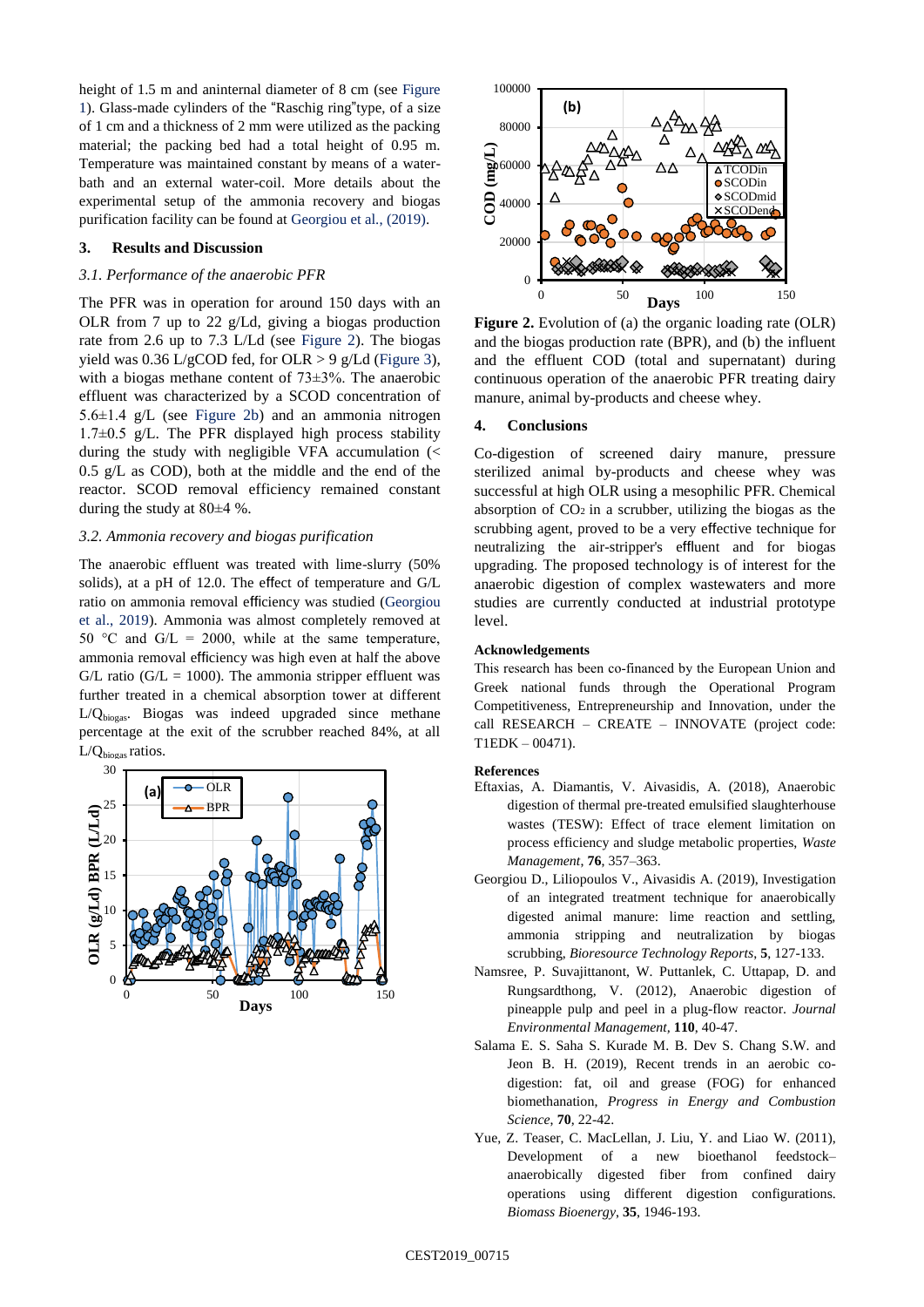height of 1.5 m and aninternal diameter of 8 cm (see Figure 1). Glass-made cylinders of the "Raschig ring"type, of a size of 1 cm and a thickness of 2 mm were utilized as the packing material; the packing bed had a total height of 0.95 m. Temperature was maintained constant by means of a water-bath and an external water-coil. More details about the experimental setup of the ammonia recovery and biogas purification facility can be found at Georgiou et al., (2019).

## 3. Results and Discussion

### *3.1. Performance of the anaerobic PFR*

The PFR was in operation for around 150 days with an OLR from 7 up to 22 g/Ld, giving a biogas production rate from 2.6 up to 7.3 L/Ld (see Figure 2). The biogas yield was 0.36 L/gCOD fed, for OLR > 9 g/Ld (Figure 3), with a biogas methane content of 73±3%. The anaerobic effluent was characterized by a SCOD concentration of 5.6±1.4 g/L (see Figure 2b) and an ammonia nitrogen 1.7±0.5 g/L. The PFR displayed high process stability during the study with negligible VFA accumulation (< 0.5 g/L as COD), both at the middle and the end of the reactor. SCOD removal efficiency remained constant during the study at 80±4 %.

### *3.2. Ammonia recovery and biogas purification*

The anaerobic effluent was treated with lime-slurry (50% solids), at a pH of 12.0. The effect of temperature and G/L ratio on ammonia removal efficiency was studied (Georgiou et al., 2019). Ammonia was almost completely removed at 50 °C and G/L = 2000, while at the same temperature, ammonia removal efficiency was high even at half the above G/L ratio (G/L = 1000). The ammonia stripper effluent was further treated in a chemical absorption tower at different $L/Q_{biogas}$. Biogas was indeed upgraded since methane percentage at the exit of the scrubber reached 84%, at all $L/Q_{biogas}$ ratios.

(a)
OLR
BPR
OLR (g/Ld) BPR (L/Ld)
0
5
10
15
20
25
30
0
50
100
150
Days

(b)
TCODin
SCODin
SCODmid
SCODend
COD (mg/L)
0
20000
40000
60000
80000
100000
0
50
100
150
Days

**Figure 2.** Evolution of (a) the organic loading rate (OLR) and the biogas production rate (BPR), and (b) the influent and the effluent COD (total and supernatant) during continuous operation of the anaerobic PFR treating dairy manure, animal by-products and cheese whey.

## 4. Conclusions

Co-digestion of screened dairy manure, pressure sterilized animal by-products and cheese whey was successful at high OLR using a mesophilic PFR. Chemical absorption of $CO_2$ in a scrubber, utilizing the biogas as the scrubbing agent, proved to be a very effective technique for neutralizing the air-stripper's effluent and for biogas upgrading. The proposed technology is of interest for the anaerobic digestion of complex wastewaters and more studies are currently conducted at industrial prototype level.

**Acknowledgements**

This research has been co-financed by the European Union and Greek national funds through the Operational Program Competitiveness, Entrepreneurship and Innovation, under the call RESEARCH – CREATE – INNOVATE (project code: T1EDK – 00471).

**References**

Eftaxias, A. Diamantis, V. Aivasidis, A. (2018), Anaerobic digestion of thermal pre-treated emulsified slaughterhouse wastes (TESW): Effect of trace element limitation on process efficiency and sludge metabolic properties, *Waste Management*, **76**, 357–363.

Georgiou D., Liliopoulos V., Aivasidis A. (2019), Investigation of an integrated treatment technique for anaerobically digested animal manure: lime reaction and settling, ammonia stripping and neutralization by biogas scrubbing, *Bioresource Technology Reports*, **5**, 127-133.

Namsree, P. Suvajittanont, W. Puttanlek, C. Uttapap, D. and Rungsardthong, V. (2012), Anaerobic digestion of pineapple pulp and peel in a plug-flow reactor. *Journal Environmental Management*, **110**, 40-47.

Salama E. S. Saha S. Kurade M. B. Dev S. Chang S.W. and Jeon B. H. (2019), Recent trends in an aerobic co-digestion: fat, oil and grease (FOG) for enhanced biomethanation, *Progress in Energy and Combustion Science*, **70**, 22-42.

Yue, Z. Teaser, C. MacLellan, J. Liu, Y. and Liao W. (2011), Development of a new bioethanol feedstock–anaerobically digested fiber from confined dairy operations using different digestion configurations. *Biomass Bioenergy*, **35**, 1946-193.